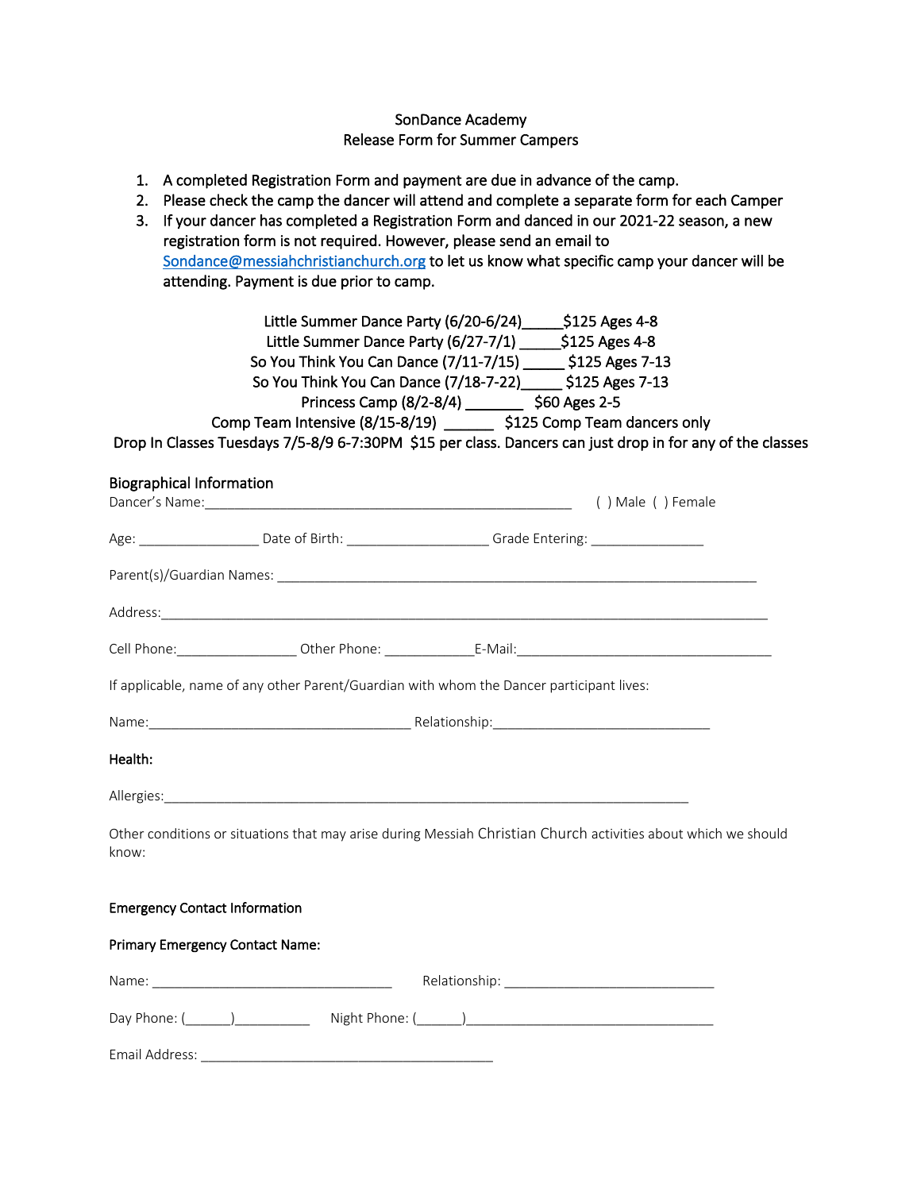SonDance Academy
Release Form for Summer Campers

1. A completed Registration Form and payment are due in advance of the camp.
2. Please check the camp the dancer will attend and complete a separate form for each Camper
3. If your dancer has completed a Registration Form and danced in our 2021-22 season, a new registration form is not required. However, please send an email to Sondance@messiahchristianchurch.org to let us know what specific camp your dancer will be attending. Payment is due prior to camp.

Little Summer Dance Party (6/20-6/24)_____$125 Ages 4-8
Little Summer Dance Party (6/27-7/1) _____$125 Ages 4-8
So You Think You Can Dance (7/11-7/15) _____ $125 Ages 7-13
So You Think You Can Dance (7/18-7-22)_____ $125 Ages 7-13
Princess Camp (8/2-8/4) _______ $60 Ages 2-5
Comp Team Intensive (8/15-8/19) ______ $125 Comp Team dancers only
Drop In Classes Tuesdays 7/5-8/9 6-7:30PM $15 per class. Dancers can just drop in for any of the classes

Biographical Information
Dancer's Name:_______________________________________________ ( ) Male ( ) Female

Age: _______________ Date of Birth: __________________ Grade Entering: _______________

Parent(s)/Guardian Names: _____________________________________________________________

Address:______________________________________________________________________________

Cell Phone:_______________ Other Phone: ___________E-Mail:________________________________

If applicable, name of any other Parent/Guardian with whom the Dancer participant lives:

Name:__________________________________ Relationship:___________________________

**Health:**

Allergies:___________________________________________________________________

Other conditions or situations that may arise during Messiah Christian Church activities about which we should know:

**Emergency Contact Information**

**Primary Emergency Contact Name:**

Name: _______________________________ Relationship: ___________________________

Day Phone: (______)__________ Night Phone: (______)________________________________

Email Address: _____________________________________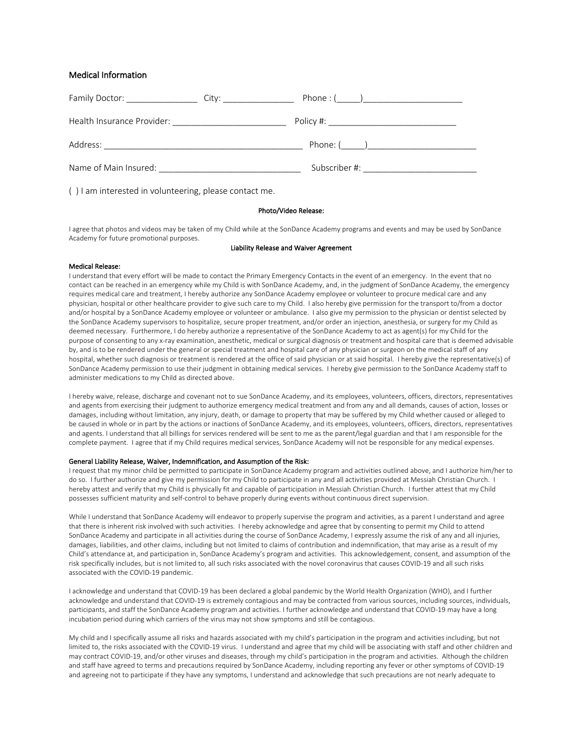## Medical Information

Family Doctor: _______________ City: _______________ Phone : (_____)_____________________

Health Insurance Provider: ________________________ Policy #: ___________________________

Address: __________________________________________ Phone: (_____)_______________________

Name of Main Insured: ______________________________ Subscriber #: ________________________

( ) I am interested in volunteering, please contact me.

**Photo/Video Release:**

I agree that photos and videos may be taken of my Child while at the SonDance Academy programs and events and may be used by SonDance Academy for future promotional purposes.

**Liability Release and Waiver Agreement**

**Medical Release:**

I understand that every effort will be made to contact the Primary Emergency Contacts in the event of an emergency. In the event that no contact can be reached in an emergency while my Child is with SonDance Academy, and, in the judgment of SonDance Academy, the emergency requires medical care and treatment, I hereby authorize any SonDance Academy employee or volunteer to procure medical care and any physician, hospital or other healthcare provider to give such care to my Child. I also hereby give permission for the transport to/from a doctor and/or hospital by a SonDance Academy employee or volunteer or ambulance. I also give my permission to the physician or dentist selected by the SonDance Academy supervisors to hospitalize, secure proper treatment, and/or order an injection, anesthesia, or surgery for my Child as deemed necessary. Furthermore, I do hereby authorize a representative of the SonDance Academy to act as agent(s) for my Child for the purpose of consenting to any x-ray examination, anesthetic, medical or surgical diagnosis or treatment and hospital care that is deemed advisable by, and is to be rendered under the general or special treatment and hospital care of any physician or surgeon on the medical staff of any hospital, whether such diagnosis or treatment is rendered at the office of said physician or at said hospital. I hereby give the representative(s) of SonDance Academy permission to use their judgment in obtaining medical services. I hereby give permission to the SonDance Academy staff to administer medications to my Child as directed above.

I hereby waive, release, discharge and covenant not to sue SonDance Academy, and its employees, volunteers, officers, directors, representatives and agents from exercising their judgment to authorize emergency medical treatment and from any and all demands, causes of action, losses or damages, including without limitation, any injury, death, or damage to property that may be suffered by my Child whether caused or alleged to be caused in whole or in part by the actions or inactions of SonDance Academy, and its employees, volunteers, officers, directors, representatives and agents. I understand that all billings for services rendered will be sent to me as the parent/legal guardian and that I am responsible for the complete payment. I agree that if my Child requires medical services, SonDance Academy will not be responsible for any medical expenses.

**General Liability Release, Waiver, Indemnification, and Assumption of the Risk:**

I request that my minor child be permitted to participate in SonDance Academy program and activities outlined above, and I authorize him/her to do so. I further authorize and give my permission for my Child to participate in any and all activities provided at Messiah Christian Church. I hereby attest and verify that my Child is physically fit and capable of participation in Messiah Christian Church. I further attest that my Child possesses sufficient maturity and self-control to behave properly during events without continuous direct supervision.

While I understand that SonDance Academy will endeavor to properly supervise the program and activities, as a parent I understand and agree that there is inherent risk involved with such activities. I hereby acknowledge and agree that by consenting to permit my Child to attend SonDance Academy and participate in all activities during the course of SonDance Academy, I expressly assume the risk of any and all injuries, damages, liabilities, and other claims, including but not limited to claims of contribution and indemnification, that may arise as a result of my Child's attendance at, and participation in, SonDance Academy's program and activities. This acknowledgement, consent, and assumption of the risk specifically includes, but is not limited to, all such risks associated with the novel coronavirus that causes COVID-19 and all such risks associated with the COVID-19 pandemic.

I acknowledge and understand that COVID-19 has been declared a global pandemic by the World Health Organization (WHO), and I further acknowledge and understand that COVID-19 is extremely contagious and may be contracted from various sources, including sources, individuals, participants, and staff the SonDance Academy program and activities. I further acknowledge and understand that COVID-19 may have a long incubation period during which carriers of the virus may not show symptoms and still be contagious.

My child and I specifically assume all risks and hazards associated with my child's participation in the program and activities including, but not limited to, the risks associated with the COVID-19 virus. I understand and agree that my child will be associating with staff and other children and may contract COVID-19, and/or other viruses and diseases, through my child's participation in the program and activities. Although the children and staff have agreed to terms and precautions required by SonDance Academy, including reporting any fever or other symptoms of COVID-19 and agreeing not to participate if they have any symptoms, I understand and acknowledge that such precautions are not nearly adequate to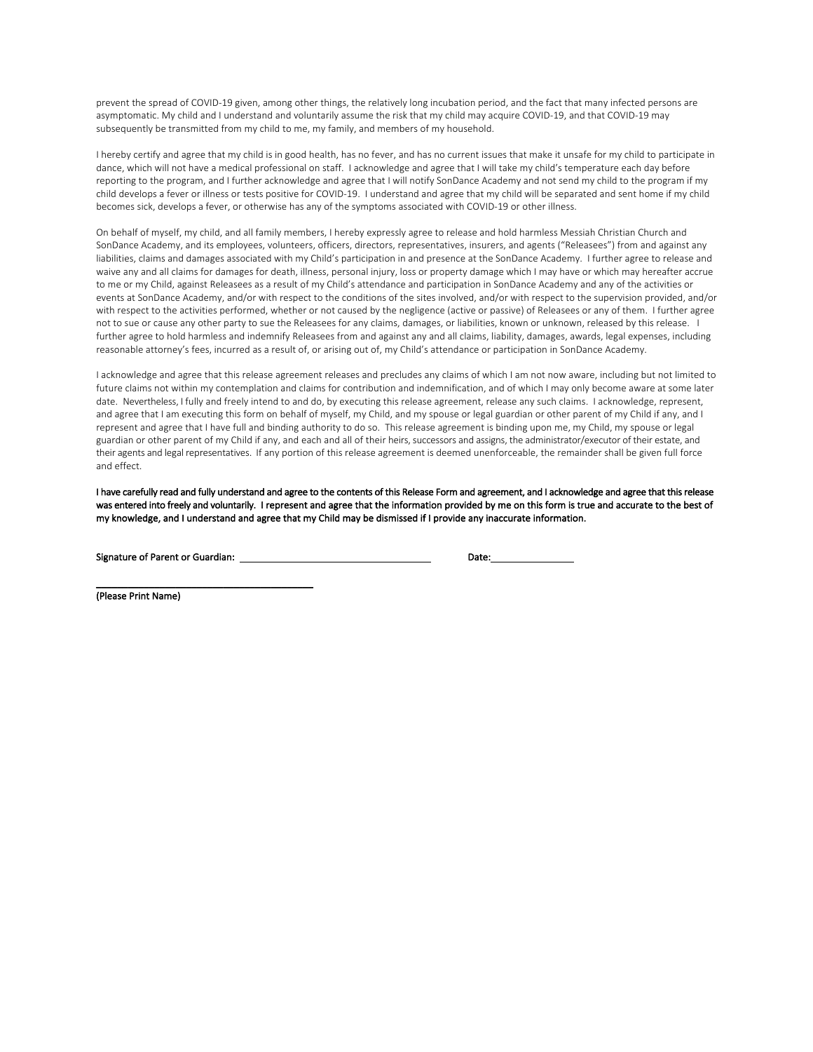prevent the spread of COVID-19 given, among other things, the relatively long incubation period, and the fact that many infected persons are asymptomatic. My child and I understand and voluntarily assume the risk that my child may acquire COVID-19, and that COVID-19 may subsequently be transmitted from my child to me, my family, and members of my household.

I hereby certify and agree that my child is in good health, has no fever, and has no current issues that make it unsafe for my child to participate in dance, which will not have a medical professional on staff. I acknowledge and agree that I will take my child's temperature each day before reporting to the program, and I further acknowledge and agree that I will notify SonDance Academy and not send my child to the program if my child develops a fever or illness or tests positive for COVID-19. I understand and agree that my child will be separated and sent home if my child becomes sick, develops a fever, or otherwise has any of the symptoms associated with COVID-19 or other illness.

On behalf of myself, my child, and all family members, I hereby expressly agree to release and hold harmless Messiah Christian Church and SonDance Academy, and its employees, volunteers, officers, directors, representatives, insurers, and agents ("Releasees") from and against any liabilities, claims and damages associated with my Child's participation in and presence at the SonDance Academy. I further agree to release and waive any and all claims for damages for death, illness, personal injury, loss or property damage which I may have or which may hereafter accrue to me or my Child, against Releasees as a result of my Child's attendance and participation in SonDance Academy and any of the activities or events at SonDance Academy, and/or with respect to the conditions of the sites involved, and/or with respect to the supervision provided, and/or with respect to the activities performed, whether or not caused by the negligence (active or passive) of Releasees or any of them. I further agree not to sue or cause any other party to sue the Releasees for any claims, damages, or liabilities, known or unknown, released by this release. I further agree to hold harmless and indemnify Releasees from and against any and all claims, liability, damages, awards, legal expenses, including reasonable attorney's fees, incurred as a result of, or arising out of, my Child's attendance or participation in SonDance Academy.

I acknowledge and agree that this release agreement releases and precludes any claims of which I am not now aware, including but not limited to future claims not within my contemplation and claims for contribution and indemnification, and of which I may only become aware at some later date. Nevertheless, I fully and freely intend to and do, by executing this release agreement, release any such claims. I acknowledge, represent, and agree that I am executing this form on behalf of myself, my Child, and my spouse or legal guardian or other parent of my Child if any, and I represent and agree that I have full and binding authority to do so. This release agreement is binding upon me, my Child, my spouse or legal guardian or other parent of my Child if any, and each and all of their heirs, successors and assigns, the administrator/executor of their estate, and their agents and legal representatives. If any portion of this release agreement is deemed unenforceable, the remainder shall be given full force and effect.

**I have carefully read and fully understand and agree to the contents of this Release Form and agreement, and I acknowledge and agree that this release was entered into freely and voluntarily. I represent and agree that the information provided by me on this form is true and accurate to the best of my knowledge, and I understand and agree that my Child may be dismissed if I provide any inaccurate information.**

**Signature of Parent or Guardian:** ______________________________ **Date:** ______________

______________________________
**(Please Print Name)**